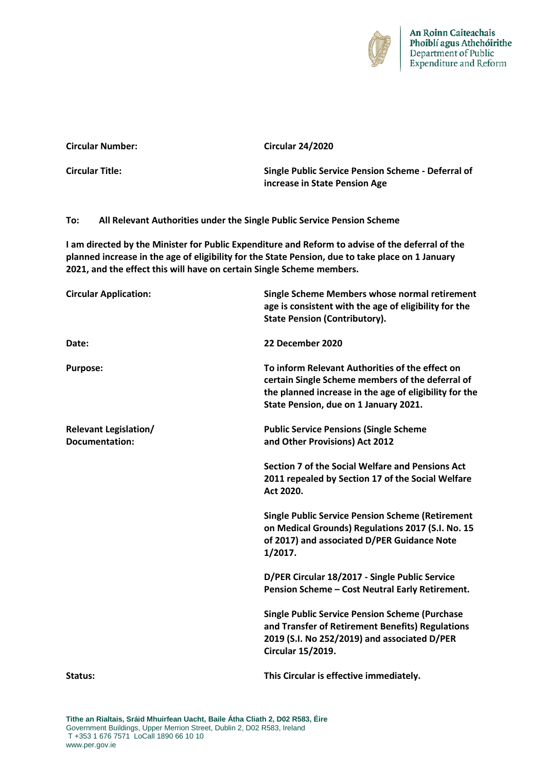An Roinn Caiteachais Phoiblí agus Athchóirithe
Department of Public Expenditure and Reform

| | |
|---|---|
| **Circular Number:** | **Circular 24/2020** |
| **Circular Title:** | **Single Public Service Pension Scheme - Deferral of increase in State Pension Age** |

**To: All Relevant Authorities under the Single Public Service Pension Scheme**

**I am directed by the Minister for Public Expenditure and Reform to advise of the deferral of the planned increase in the age of eligibility for the State Pension, due to take place on 1 January 2021, and the effect this will have on certain Single Scheme members.**

| | |
|---|---|
| **Circular Application:** | **Single Scheme Members whose normal retirement age is consistent with the age of eligibility for the State Pension (Contributory).** |
| **Date:** | **22 December 2020** |
| **Purpose:** | **To inform Relevant Authorities of the effect on certain Single Scheme members of the deferral of the planned increase in the age of eligibility for the State Pension, due on 1 January 2021.** |
| **Relevant Legislation/ Documentation:** | **Public Service Pensions (Single Scheme and Other Provisions) Act 2012** |
| | **Section 7 of the Social Welfare and Pensions Act 2011 repealed by Section 17 of the Social Welfare Act 2020.** |
| | **Single Public Service Pension Scheme (Retirement on Medical Grounds) Regulations 2017 (S.I. No. 15 of 2017) and associated D/PER Guidance Note 1/2017.** |
| | **D/PER Circular 18/2017 - Single Public Service Pension Scheme – Cost Neutral Early Retirement.** |
| | **Single Public Service Pension Scheme (Purchase and Transfer of Retirement Benefits) Regulations 2019 (S.I. No 252/2019) and associated D/PER Circular 15/2019.** |
| **Status:** | **This Circular is effective immediately.** |

**Tithe an Rialtais, Sráid Mhuirfean Uacht, Baile Átha Cliath 2, D02 R583, Éire**
Government Buildings, Upper Merrion Street, Dublin 2, D02 R583, Ireland
T +353 1 676 7571 LoCall 1890 66 10 10
www.per.gov.ie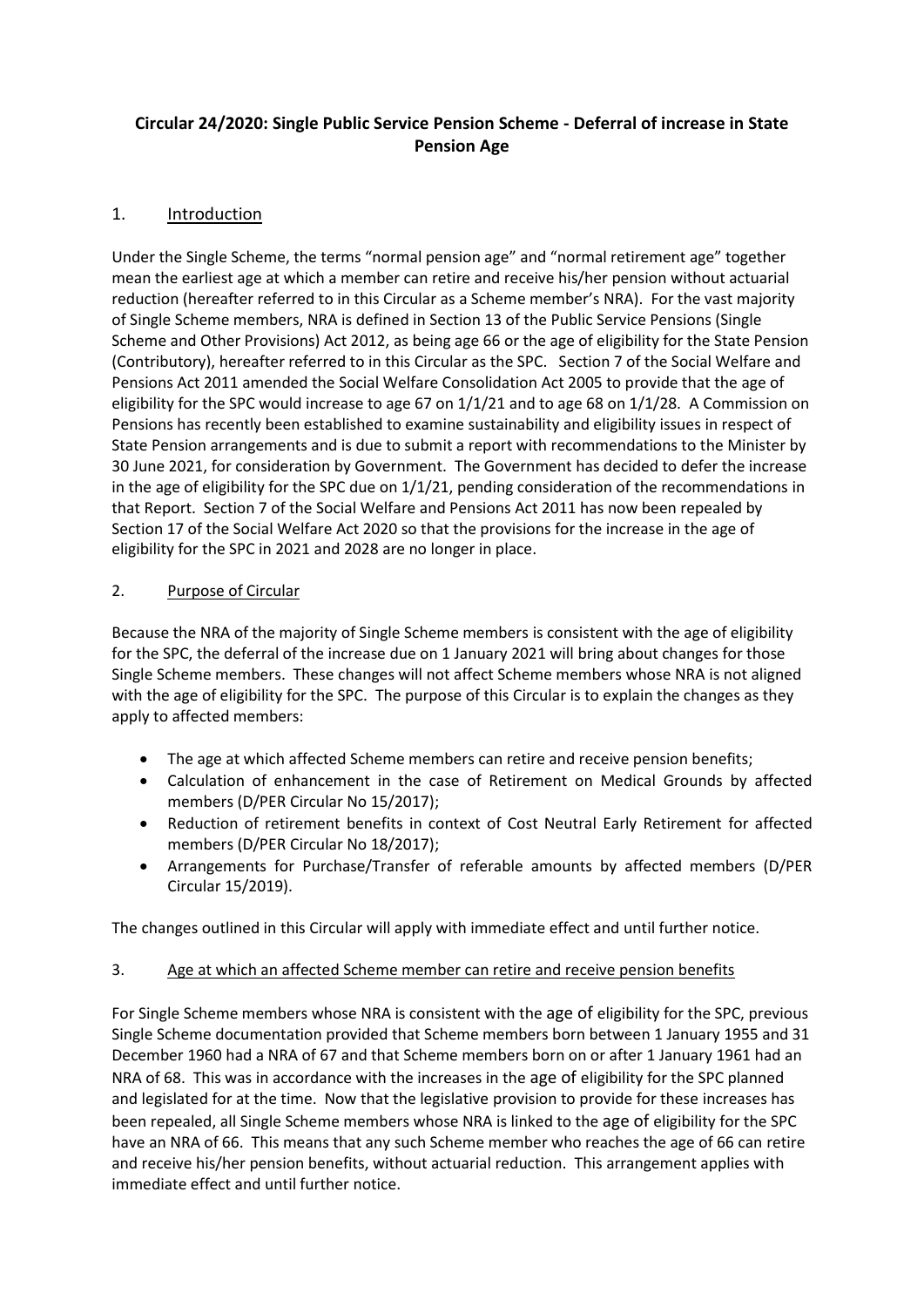**Circular 24/2020: Single Public Service Pension Scheme - Deferral of increase in State Pension Age**

## 1. Introduction

Under the Single Scheme, the terms "normal pension age" and "normal retirement age" together mean the earliest age at which a member can retire and receive his/her pension without actuarial reduction (hereafter referred to in this Circular as a Scheme member's NRA). For the vast majority of Single Scheme members, NRA is defined in Section 13 of the Public Service Pensions (Single Scheme and Other Provisions) Act 2012, as being age 66 or the age of eligibility for the State Pension (Contributory), hereafter referred to in this Circular as the SPC. Section 7 of the Social Welfare and Pensions Act 2011 amended the Social Welfare Consolidation Act 2005 to provide that the age of eligibility for the SPC would increase to age 67 on 1/1/21 and to age 68 on 1/1/28. A Commission on Pensions has recently been established to examine sustainability and eligibility issues in respect of State Pension arrangements and is due to submit a report with recommendations to the Minister by 30 June 2021, for consideration by Government. The Government has decided to defer the increase in the age of eligibility for the SPC due on 1/1/21, pending consideration of the recommendations in that Report. Section 7 of the Social Welfare and Pensions Act 2011 has now been repealed by Section 17 of the Social Welfare Act 2020 so that the provisions for the increase in the age of eligibility for the SPC in 2021 and 2028 are no longer in place.

## 2. Purpose of Circular

Because the NRA of the majority of Single Scheme members is consistent with the age of eligibility for the SPC, the deferral of the increase due on 1 January 2021 will bring about changes for those Single Scheme members. These changes will not affect Scheme members whose NRA is not aligned with the age of eligibility for the SPC. The purpose of this Circular is to explain the changes as they apply to affected members:

- The age at which affected Scheme members can retire and receive pension benefits;
- Calculation of enhancement in the case of Retirement on Medical Grounds by affected members (D/PER Circular No 15/2017);
- Reduction of retirement benefits in context of Cost Neutral Early Retirement for affected members (D/PER Circular No 18/2017);
- Arrangements for Purchase/Transfer of referable amounts by affected members (D/PER Circular 15/2019).

The changes outlined in this Circular will apply with immediate effect and until further notice.

## 3. Age at which an affected Scheme member can retire and receive pension benefits

For Single Scheme members whose NRA is consistent with the age of eligibility for the SPC, previous Single Scheme documentation provided that Scheme members born between 1 January 1955 and 31 December 1960 had a NRA of 67 and that Scheme members born on or after 1 January 1961 had an NRA of 68. This was in accordance with the increases in the age of eligibility for the SPC planned and legislated for at the time. Now that the legislative provision to provide for these increases has been repealed, all Single Scheme members whose NRA is linked to the age of eligibility for the SPC have an NRA of 66. This means that any such Scheme member who reaches the age of 66 can retire and receive his/her pension benefits, without actuarial reduction. This arrangement applies with immediate effect and until further notice.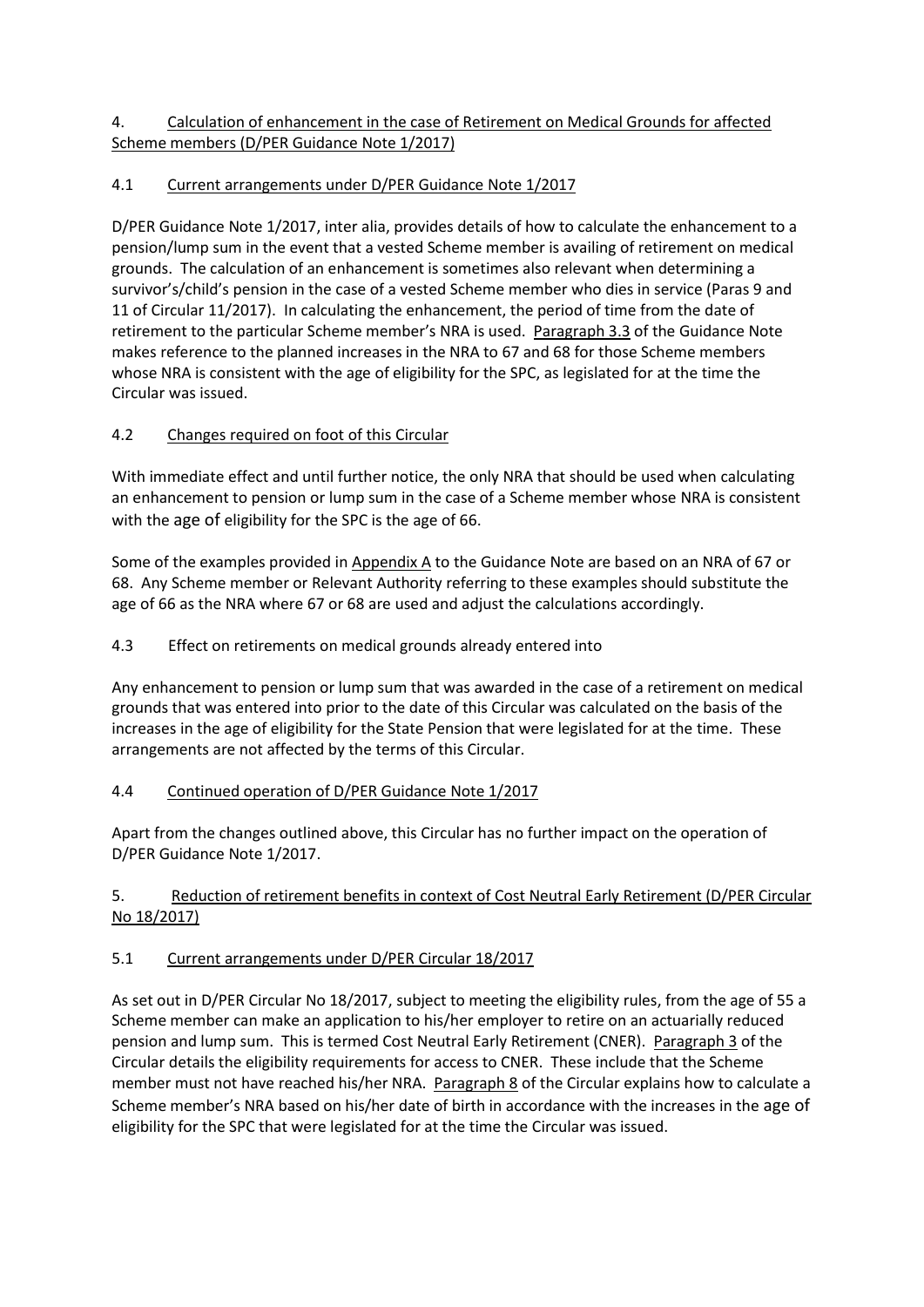## 4. Calculation of enhancement in the case of Retirement on Medical Grounds for affected Scheme members (D/PER Guidance Note 1/2017)

### 4.1 Current arrangements under D/PER Guidance Note 1/2017

D/PER Guidance Note 1/2017, inter alia, provides details of how to calculate the enhancement to a pension/lump sum in the event that a vested Scheme member is availing of retirement on medical grounds. The calculation of an enhancement is sometimes also relevant when determining a survivor's/child's pension in the case of a vested Scheme member who dies in service (Paras 9 and 11 of Circular 11/2017). In calculating the enhancement, the period of time from the date of retirement to the particular Scheme member's NRA is used. Paragraph 3.3 of the Guidance Note makes reference to the planned increases in the NRA to 67 and 68 for those Scheme members whose NRA is consistent with the age of eligibility for the SPC, as legislated for at the time the Circular was issued.

### 4.2 Changes required on foot of this Circular

With immediate effect and until further notice, the only NRA that should be used when calculating an enhancement to pension or lump sum in the case of a Scheme member whose NRA is consistent with the age of eligibility for the SPC is the age of 66.

Some of the examples provided in Appendix A to the Guidance Note are based on an NRA of 67 or 68. Any Scheme member or Relevant Authority referring to these examples should substitute the age of 66 as the NRA where 67 or 68 are used and adjust the calculations accordingly.

### 4.3 Effect on retirements on medical grounds already entered into

Any enhancement to pension or lump sum that was awarded in the case of a retirement on medical grounds that was entered into prior to the date of this Circular was calculated on the basis of the increases in the age of eligibility for the State Pension that were legislated for at the time. These arrangements are not affected by the terms of this Circular.

### 4.4 Continued operation of D/PER Guidance Note 1/2017

Apart from the changes outlined above, this Circular has no further impact on the operation of D/PER Guidance Note 1/2017.

## 5. Reduction of retirement benefits in context of Cost Neutral Early Retirement (D/PER Circular No 18/2017)

### 5.1 Current arrangements under D/PER Circular 18/2017

As set out in D/PER Circular No 18/2017, subject to meeting the eligibility rules, from the age of 55 a Scheme member can make an application to his/her employer to retire on an actuarially reduced pension and lump sum. This is termed Cost Neutral Early Retirement (CNER). Paragraph 3 of the Circular details the eligibility requirements for access to CNER. These include that the Scheme member must not have reached his/her NRA. Paragraph 8 of the Circular explains how to calculate a Scheme member's NRA based on his/her date of birth in accordance with the increases in the age of eligibility for the SPC that were legislated for at the time the Circular was issued.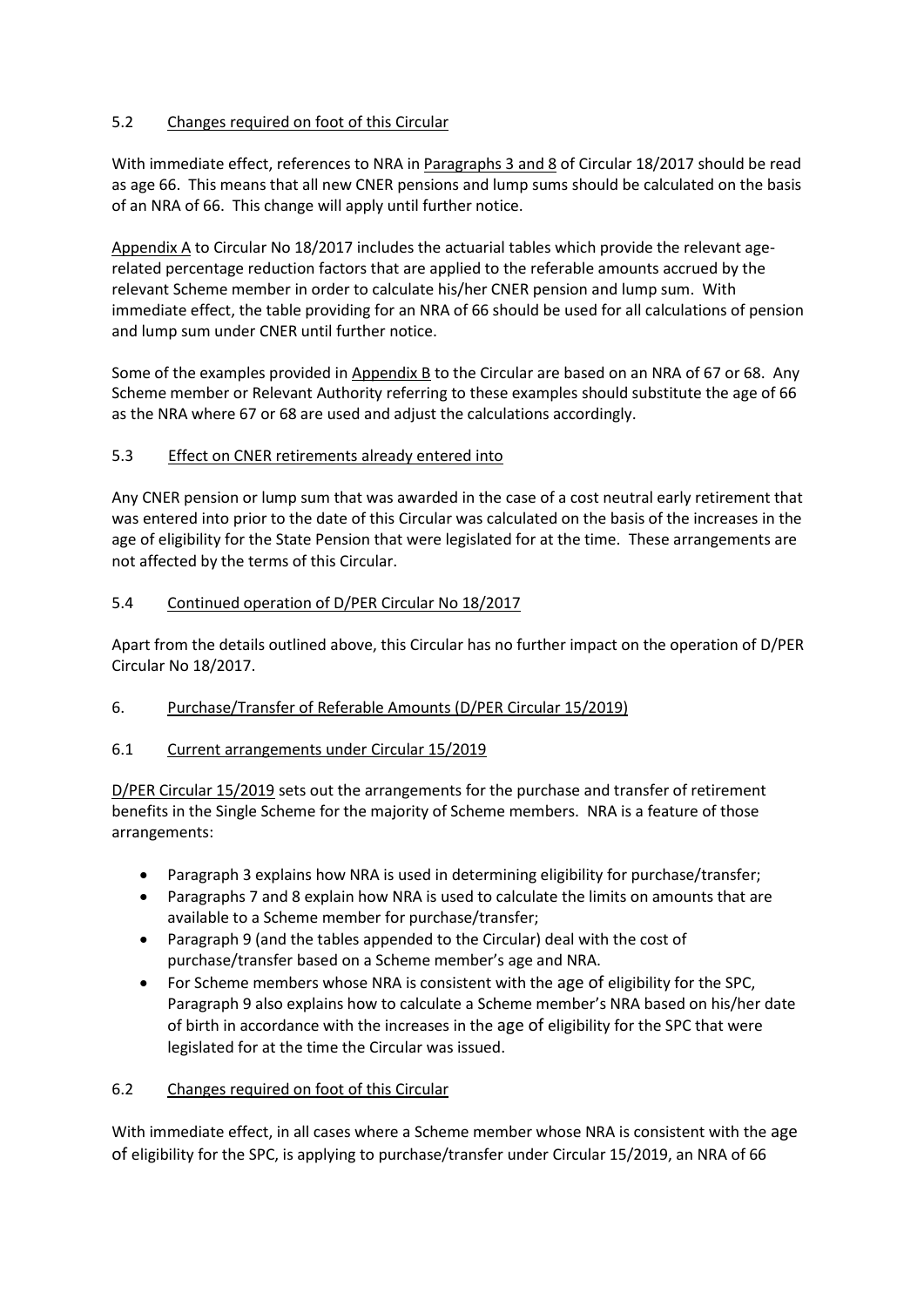### 5.2 Changes required on foot of this Circular

With immediate effect, references to NRA in Paragraphs 3 and 8 of Circular 18/2017 should be read as age 66. This means that all new CNER pensions and lump sums should be calculated on the basis of an NRA of 66. This change will apply until further notice.

Appendix A to Circular No 18/2017 includes the actuarial tables which provide the relevant age-related percentage reduction factors that are applied to the referable amounts accrued by the relevant Scheme member in order to calculate his/her CNER pension and lump sum. With immediate effect, the table providing for an NRA of 66 should be used for all calculations of pension and lump sum under CNER until further notice.

Some of the examples provided in Appendix B to the Circular are based on an NRA of 67 or 68. Any Scheme member or Relevant Authority referring to these examples should substitute the age of 66 as the NRA where 67 or 68 are used and adjust the calculations accordingly.

### 5.3 Effect on CNER retirements already entered into

Any CNER pension or lump sum that was awarded in the case of a cost neutral early retirement that was entered into prior to the date of this Circular was calculated on the basis of the increases in the age of eligibility for the State Pension that were legislated for at the time. These arrangements are not affected by the terms of this Circular.

### 5.4 Continued operation of D/PER Circular No 18/2017

Apart from the details outlined above, this Circular has no further impact on the operation of D/PER Circular No 18/2017.

## 6. Purchase/Transfer of Referable Amounts (D/PER Circular 15/2019)

### 6.1 Current arrangements under Circular 15/2019

D/PER Circular 15/2019 sets out the arrangements for the purchase and transfer of retirement benefits in the Single Scheme for the majority of Scheme members. NRA is a feature of those arrangements:

- Paragraph 3 explains how NRA is used in determining eligibility for purchase/transfer;
- Paragraphs 7 and 8 explain how NRA is used to calculate the limits on amounts that are available to a Scheme member for purchase/transfer;
- Paragraph 9 (and the tables appended to the Circular) deal with the cost of purchase/transfer based on a Scheme member's age and NRA.
- For Scheme members whose NRA is consistent with the age of eligibility for the SPC, Paragraph 9 also explains how to calculate a Scheme member's NRA based on his/her date of birth in accordance with the increases in the age of eligibility for the SPC that were legislated for at the time the Circular was issued.

### 6.2 Changes required on foot of this Circular

With immediate effect, in all cases where a Scheme member whose NRA is consistent with the age of eligibility for the SPC, is applying to purchase/transfer under Circular 15/2019, an NRA of 66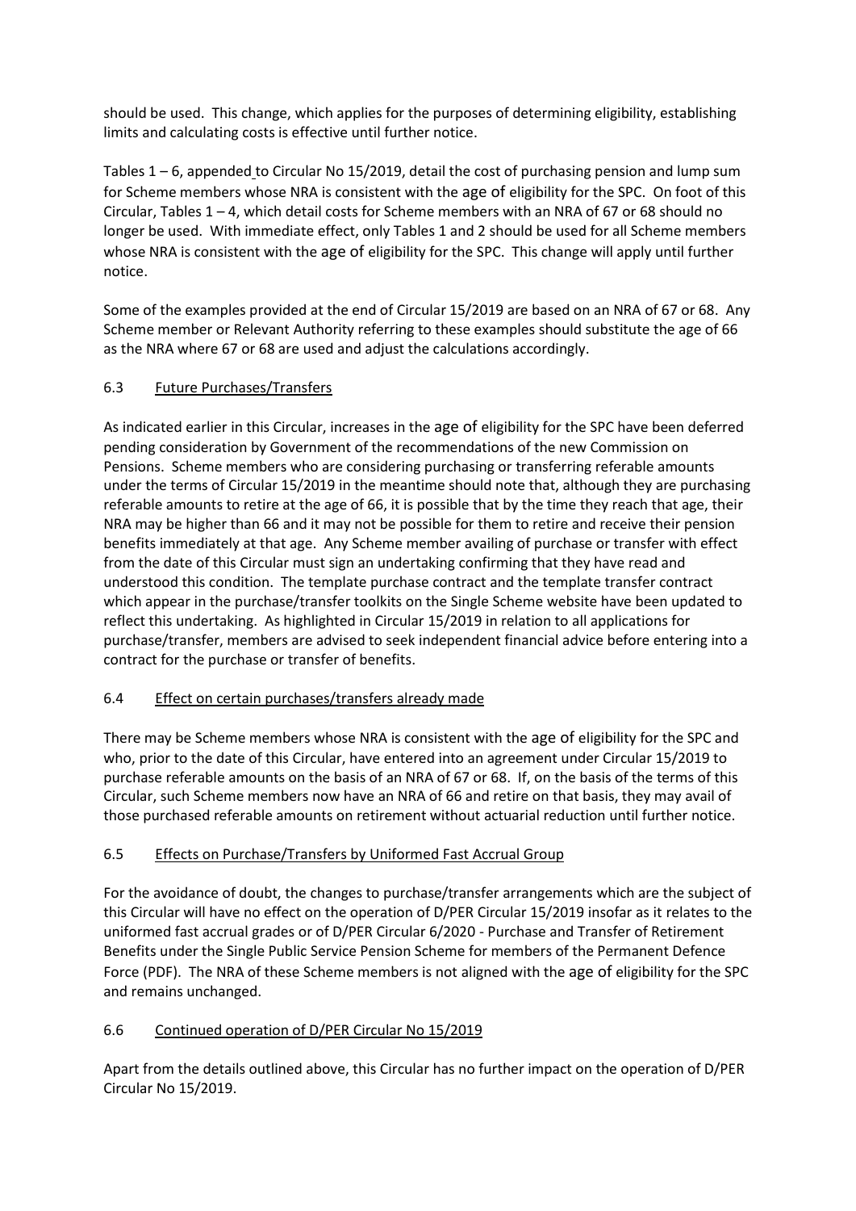should be used. This change, which applies for the purposes of determining eligibility, establishing limits and calculating costs is effective until further notice.

Tables 1 – 6, appended to Circular No 15/2019, detail the cost of purchasing pension and lump sum for Scheme members whose NRA is consistent with the age of eligibility for the SPC. On foot of this Circular, Tables 1 – 4, which detail costs for Scheme members with an NRA of 67 or 68 should no longer be used. With immediate effect, only Tables 1 and 2 should be used for all Scheme members whose NRA is consistent with the age of eligibility for the SPC. This change will apply until further notice.

Some of the examples provided at the end of Circular 15/2019 are based on an NRA of 67 or 68. Any Scheme member or Relevant Authority referring to these examples should substitute the age of 66 as the NRA where 67 or 68 are used and adjust the calculations accordingly.

### 6.3 Future Purchases/Transfers

As indicated earlier in this Circular, increases in the age of eligibility for the SPC have been deferred pending consideration by Government of the recommendations of the new Commission on Pensions. Scheme members who are considering purchasing or transferring referable amounts under the terms of Circular 15/2019 in the meantime should note that, although they are purchasing referable amounts to retire at the age of 66, it is possible that by the time they reach that age, their NRA may be higher than 66 and it may not be possible for them to retire and receive their pension benefits immediately at that age. Any Scheme member availing of purchase or transfer with effect from the date of this Circular must sign an undertaking confirming that they have read and understood this condition. The template purchase contract and the template transfer contract which appear in the purchase/transfer toolkits on the Single Scheme website have been updated to reflect this undertaking. As highlighted in Circular 15/2019 in relation to all applications for purchase/transfer, members are advised to seek independent financial advice before entering into a contract for the purchase or transfer of benefits.

### 6.4 Effect on certain purchases/transfers already made

There may be Scheme members whose NRA is consistent with the age of eligibility for the SPC and who, prior to the date of this Circular, have entered into an agreement under Circular 15/2019 to purchase referable amounts on the basis of an NRA of 67 or 68. If, on the basis of the terms of this Circular, such Scheme members now have an NRA of 66 and retire on that basis, they may avail of those purchased referable amounts on retirement without actuarial reduction until further notice.

### 6.5 Effects on Purchase/Transfers by Uniformed Fast Accrual Group

For the avoidance of doubt, the changes to purchase/transfer arrangements which are the subject of this Circular will have no effect on the operation of D/PER Circular 15/2019 insofar as it relates to the uniformed fast accrual grades or of D/PER Circular 6/2020 - Purchase and Transfer of Retirement Benefits under the Single Public Service Pension Scheme for members of the Permanent Defence Force (PDF). The NRA of these Scheme members is not aligned with the age of eligibility for the SPC and remains unchanged.

### 6.6 Continued operation of D/PER Circular No 15/2019

Apart from the details outlined above, this Circular has no further impact on the operation of D/PER Circular No 15/2019.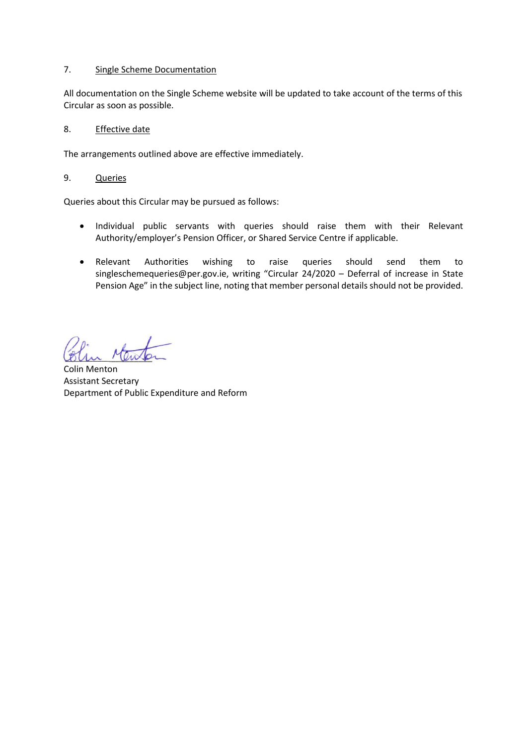7. Single Scheme Documentation

All documentation on the Single Scheme website will be updated to take account of the terms of this Circular as soon as possible.

8. Effective date

The arrangements outlined above are effective immediately.

9. Queries

Queries about this Circular may be pursued as follows:

- Individual public servants with queries should raise them with their Relevant Authority/employer's Pension Officer, or Shared Service Centre if applicable.
- Relevant Authorities wishing to raise queries should send them to singleschemequeries@per.gov.ie, writing "Circular 24/2020 – Deferral of increase in State Pension Age" in the subject line, noting that member personal details should not be provided.

Colin Menton
Assistant Secretary
Department of Public Expenditure and Reform